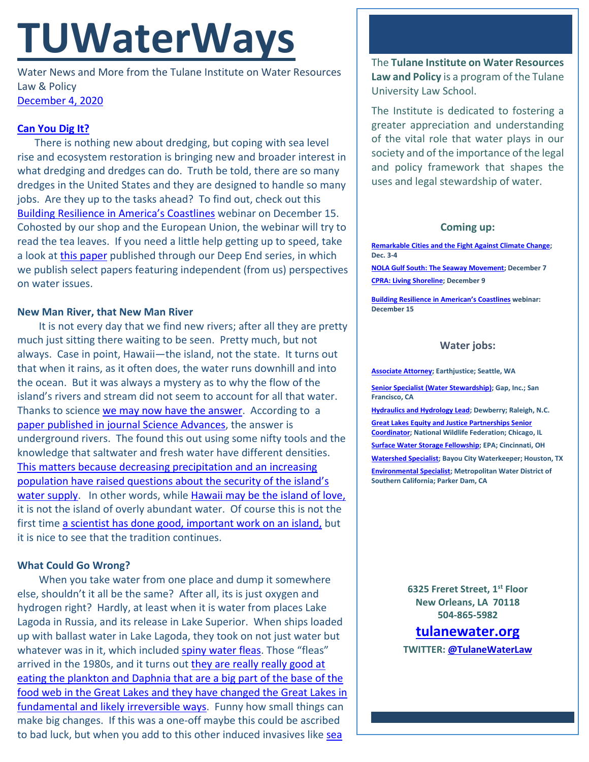# TUWaterWays

Water News and More from the Tulane Institute on Water Resources Law & Policy

December 4, 2020

### Can You Dig It?

There is nothing new about dredging, but coping with sea level rise and ecosystem restoration is bringing new and broader interest in what dredging and dredges can do. Truth be told, there are so many dredges in the United States and they are designed to handle so many jobs. Are they up to the tasks ahead? To find out, check out this Building Resilience in America's Coastlines webinar on December 15. Cohosted by our shop and the European Union, the webinar will try to read the tea leaves. If you need a little help getting up to speed, take a look at this paper published through our Deep End series, in which we publish select papers featuring independent (from us) perspectives on water issues.

### New Man River, that New Man River

It is not every day that we find new rivers; after all they are pretty much just sitting there waiting to be seen. Pretty much, but not always. Case in point, Hawaii—the island, not the state. It turns out that when it rains, as it often does, the water runs downhill and into the ocean. But it was always a mystery as to why the flow of the island's rivers and stream did not seem to account for all that water. Thanks to science we may now have the answer. According to a paper published in journal Science Advances, the answer is underground rivers. The found this out using some nifty tools and the knowledge that saltwater and fresh water have different densities. This matters because decreasing precipitation and an increasing population have raised questions about the security of the island's water supply. In other words, while Hawaii may be the island of love, it is not the island of overly abundant water. Of course this is not the first time a scientist has done good, important work on an island, but it is nice to see that the tradition continues.

### What Could Go Wrong?

When you take water from one place and dump it somewhere else, shouldn't it all be the same? After all, its is just oxygen and hydrogen right? Hardly, at least when it is water from places Lake Lagoda in Russia, and its release in Lake Superior. When ships loaded up with ballast water in Lake Lagoda, they took on not just water but whatever was in it, which included spiny water fleas. Those "fleas" arrived in the 1980s, and it turns out they are really really good at eating the plankton and Daphnia that are a big part of the base of the food web in the Great Lakes and they have changed the Great Lakes in fundamental and likely irreversible ways. Funny how small things can make big changes. If this was a one-off maybe this could be ascribed to bad luck, but when you add to this other induced invasives like sea

---

The **Tulane Institute on Water Resources Law and Policy** is a program of the Tulane University Law School.

The Institute is dedicated to fostering a greater appreciation and understanding of the vital role that water plays in our society and of the importance of the legal and policy framework that shapes the uses and legal stewardship of water.

### Coming up:

**Remarkable Cities and the Fight Against Climate Change; Dec. 3-4**

**NOLA Gulf South: The Seaway Movement; December 7**

**CPRA: Living Shoreline; December 9**

**Building Resilience in American's Coastlines webinar: December 15**

### Water jobs:

**Associate Attorney; Earthjustice; Seattle, WA**

**Senior Specialist (Water Stewardship); Gap, Inc.; San Francisco, CA**

**Hydraulics and Hydrology Lead; Dewberry; Raleigh, N.C.**

**Great Lakes Equity and Justice Partnerships Senior Coordinator; National Wildlife Federation; Chicago, IL**

**Surface Water Storage Fellowship; EPA; Cincinnati, OH**

**Watershed Specialist; Bayou City Waterkeeper; Houston, TX**

**Environmental Specialist; Metropolitan Water District of Southern California; Parker Dam, CA**

**6325 Freret Street, 1st Floor**
**New Orleans, LA 70118**
**504-865-5982**

## tulanewater.org

**TWITTER: @TulaneWaterLaw**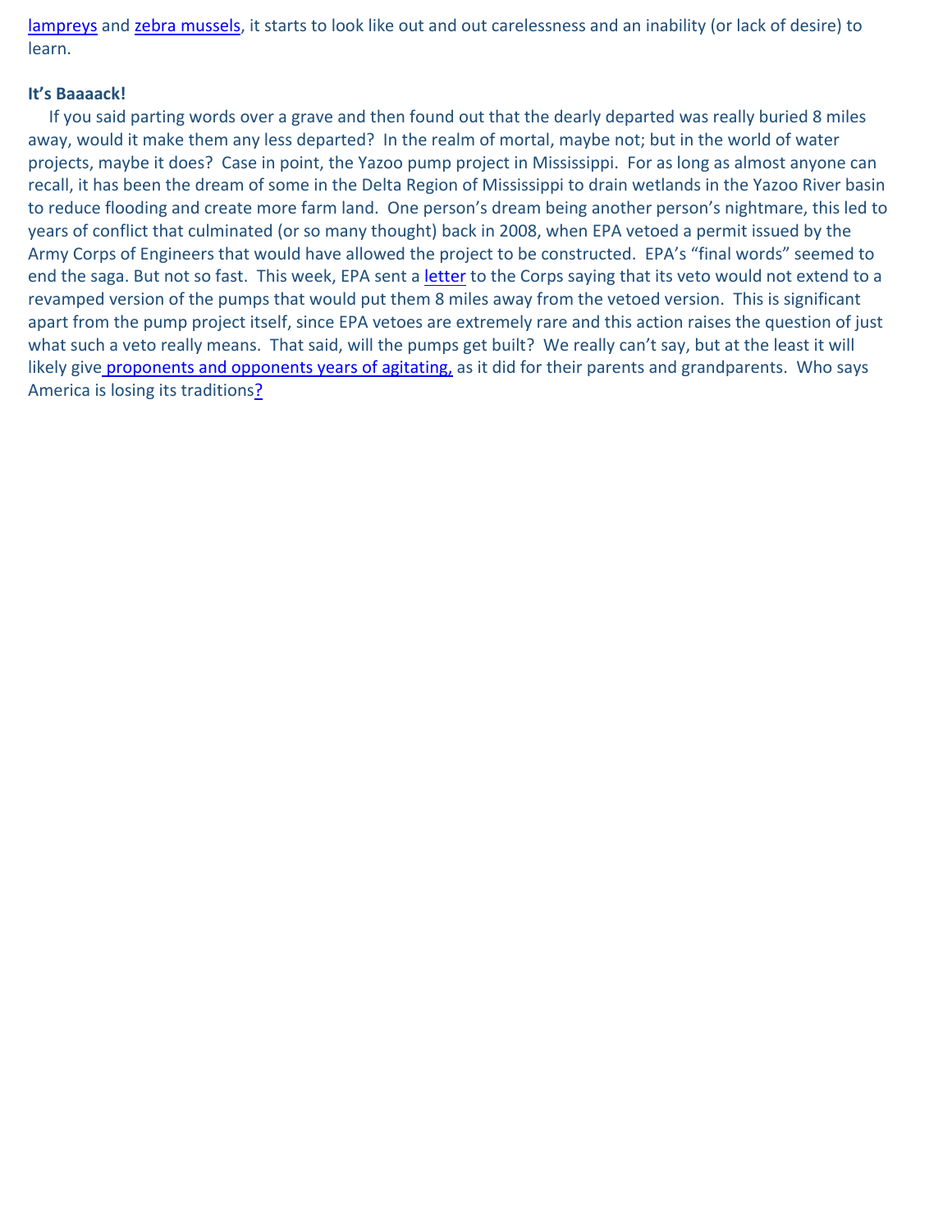lampreys and zebra mussels, it starts to look like out and out carelessness and an inability (or lack of desire) to learn.

**It's Baaaack!**

If you said parting words over a grave and then found out that the dearly departed was really buried 8 miles away, would it make them any less departed? In the realm of mortal, maybe not; but in the world of water projects, maybe it does? Case in point, the Yazoo pump project in Mississippi. For as long as almost anyone can recall, it has been the dream of some in the Delta Region of Mississippi to drain wetlands in the Yazoo River basin to reduce flooding and create more farm land. One person's dream being another person's nightmare, this led to years of conflict that culminated (or so many thought) back in 2008, when EPA vetoed a permit issued by the Army Corps of Engineers that would have allowed the project to be constructed. EPA's "final words" seemed to end the saga. But not so fast. This week, EPA sent a letter to the Corps saying that its veto would not extend to a revamped version of the pumps that would put them 8 miles away from the vetoed version. This is significant apart from the pump project itself, since EPA vetoes are extremely rare and this action raises the question of just what such a veto really means. That said, will the pumps get built? We really can't say, but at the least it will likely give proponents and opponents years of agitating, as it did for their parents and grandparents. Who says America is losing its traditions?